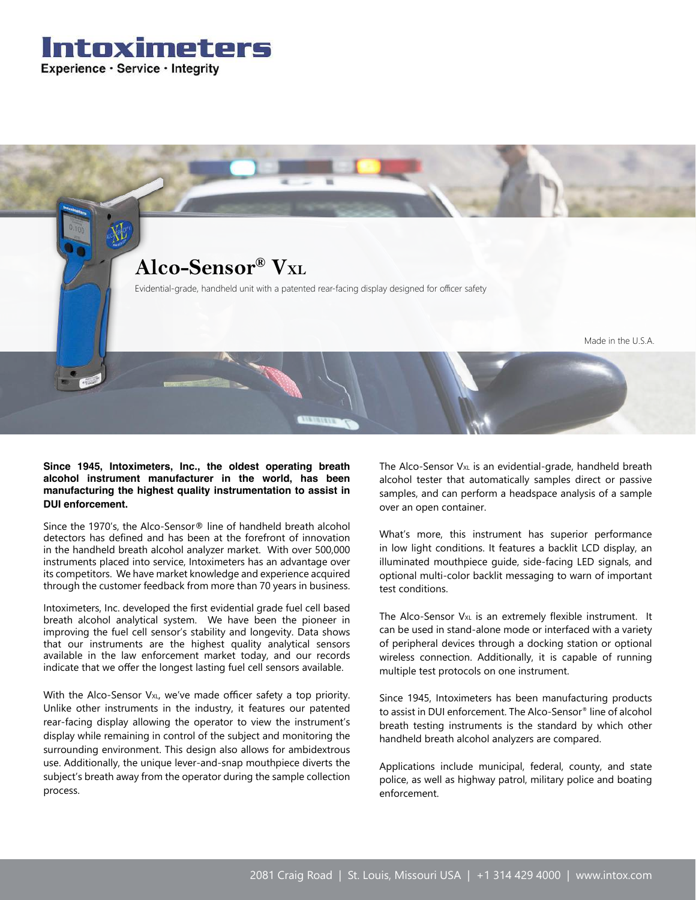# Intoximeters

Experience · Service · Integrity

## Alco-Sensor® VXL

Evidential-grade, handheld unit with a patented rear-facing display designed for officer safety

Made in the U.S.A.

**Since 1945, Intoximeters, Inc., the oldest operating breath alcohol instrument manufacturer in the world, has been manufacturing the highest quality instrumentation to assist in DUI enforcement.**

Since the 1970's, the Alco-Sensor® line of handheld breath alcohol detectors has defined and has been at the forefront of innovation in the handheld breath alcohol analyzer market. With over 500,000 instruments placed into service, Intoximeters has an advantage over its competitors. We have market knowledge and experience acquired through the customer feedback from more than 70 years in business.

Intoximeters, Inc. developed the first evidential grade fuel cell based breath alcohol analytical system. We have been the pioneer in improving the fuel cell sensor's stability and longevity. Data shows that our instruments are the highest quality analytical sensors available in the law enforcement market today, and our records indicate that we offer the longest lasting fuel cell sensors available.

With the Alco-Sensor VXL, we've made officer safety a top priority. Unlike other instruments in the industry, it features our patented rear-facing display allowing the operator to view the instrument's display while remaining in control of the subject and monitoring the surrounding environment. This design also allows for ambidextrous use. Additionally, the unique lever-and-snap mouthpiece diverts the subject's breath away from the operator during the sample collection process.

The Alco-Sensor VXL is an evidential-grade, handheld breath alcohol tester that automatically samples direct or passive samples, and can perform a headspace analysis of a sample over an open container.

What's more, this instrument has superior performance in low light conditions. It features a backlit LCD display, an illuminated mouthpiece guide, side-facing LED signals, and optional multi-color backlit messaging to warn of important test conditions.

The Alco-Sensor VXL is an extremely flexible instrument. It can be used in stand-alone mode or interfaced with a variety of peripheral devices through a docking station or optional wireless connection. Additionally, it is capable of running multiple test protocols on one instrument.

Since 1945, Intoximeters has been manufacturing products to assist in DUI enforcement. The Alco-Sensor® line of alcohol breath testing instruments is the standard by which other handheld breath alcohol analyzers are compared.

Applications include municipal, federal, county, and state police, as well as highway patrol, military police and boating enforcement.

2081 Craig Road | St. Louis, Missouri USA | +1 314 429 4000 | www.intox.com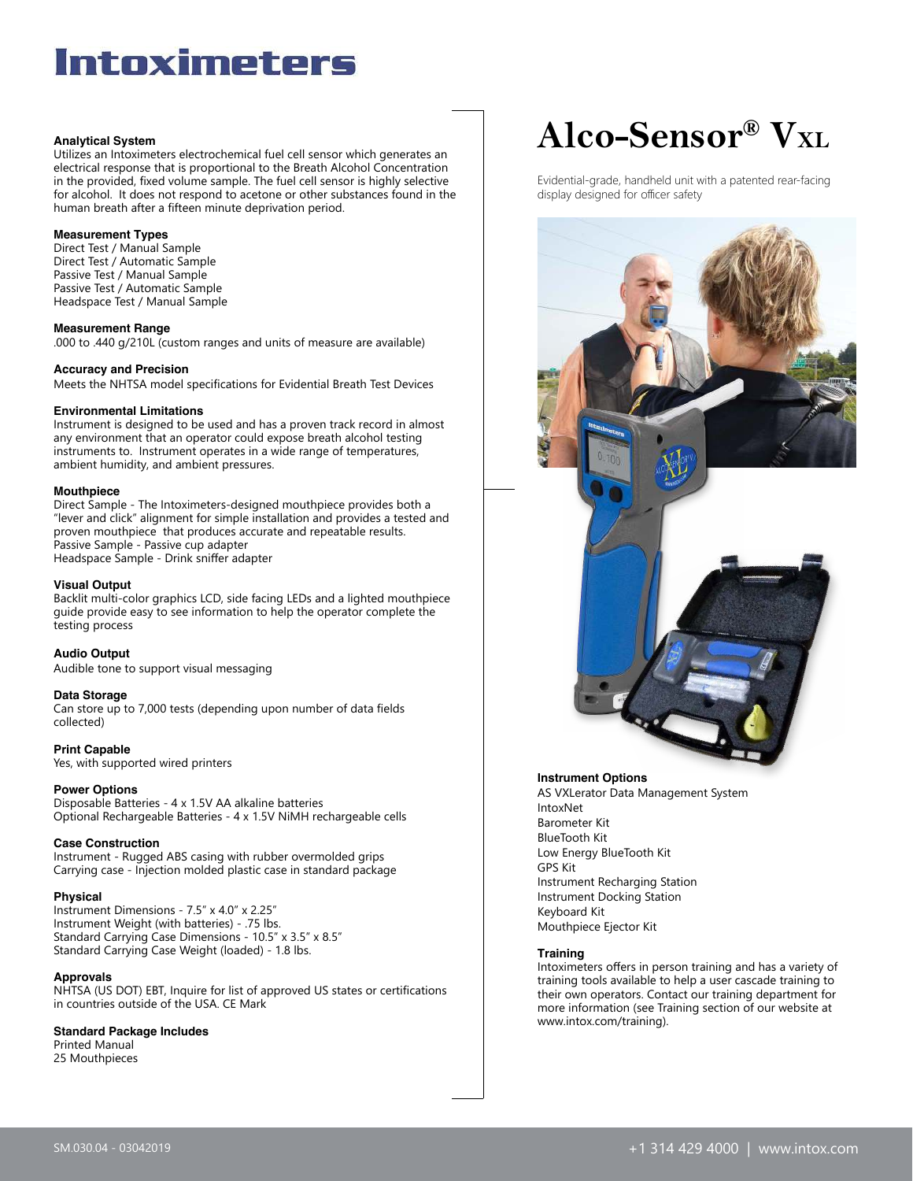# Intoximeters

## Alco-Sensor® VXL

Evidential-grade, handheld unit with a patented rear-facing display designed for officer safety

**Analytical System**
Utilizes an Intoximeters electrochemical fuel cell sensor which generates an electrical response that is proportional to the Breath Alcohol Concentration in the provided, fixed volume sample. The fuel cell sensor is highly selective for alcohol. It does not respond to acetone or other substances found in the human breath after a fifteen minute deprivation period.

**Measurement Types**
Direct Test / Manual Sample
Direct Test / Automatic Sample
Passive Test / Manual Sample
Passive Test / Automatic Sample
Headspace Test / Manual Sample

**Measurement Range**
.000 to .440 g/210L (custom ranges and units of measure are available)

**Accuracy and Precision**
Meets the NHTSA model specifications for Evidential Breath Test Devices

**Environmental Limitations**
Instrument is designed to be used and has a proven track record in almost any environment that an operator could expose breath alcohol testing instruments to. Instrument operates in a wide range of temperatures, ambient humidity, and ambient pressures.

**Mouthpiece**
Direct Sample - The Intoximeters-designed mouthpiece provides both a "lever and click" alignment for simple installation and provides a tested and proven mouthpiece that produces accurate and repeatable results.
Passive Sample - Passive cup adapter
Headspace Sample - Drink sniffer adapter

**Visual Output**
Backlit multi-color graphics LCD, side facing LEDs and a lighted mouthpiece guide provide easy to see information to help the operator complete the testing process

**Audio Output**
Audible tone to support visual messaging

**Data Storage**
Can store up to 7,000 tests (depending upon number of data fields collected)

**Print Capable**
Yes, with supported wired printers

**Power Options**
Disposable Batteries - 4 x 1.5V AA alkaline batteries
Optional Rechargeable Batteries - 4 x 1.5V NiMH rechargeable cells

**Case Construction**
Instrument - Rugged ABS casing with rubber overmolded grips
Carrying case - Injection molded plastic case in standard package

**Physical**
Instrument Dimensions - 7.5" x 4.0" x 2.25"
Instrument Weight (with batteries) - .75 lbs.
Standard Carrying Case Dimensions - 10.5" x 3.5" x 8.5"
Standard Carrying Case Weight (loaded) - 1.8 lbs.

**Approvals**
NHTSA (US DOT) EBT, Inquire for list of approved US states or certifications in countries outside of the USA. CE Mark

**Standard Package Includes**
Printed Manual
25 Mouthpieces

**Instrument Options**
AS VXLerator Data Management System
IntoxNet
Barometer Kit
BlueTooth Kit
Low Energy BlueTooth Kit
GPS Kit
Instrument Recharging Station
Instrument Docking Station
Keyboard Kit
Mouthpiece Ejector Kit

**Training**
Intoximeters offers in person training and has a variety of training tools available to help a user cascade training to their own operators. Contact our training department for more information (see Training section of our website at www.intox.com/training).

SM.030.04 - 03042019

+1 314 429 4000 | www.intox.com